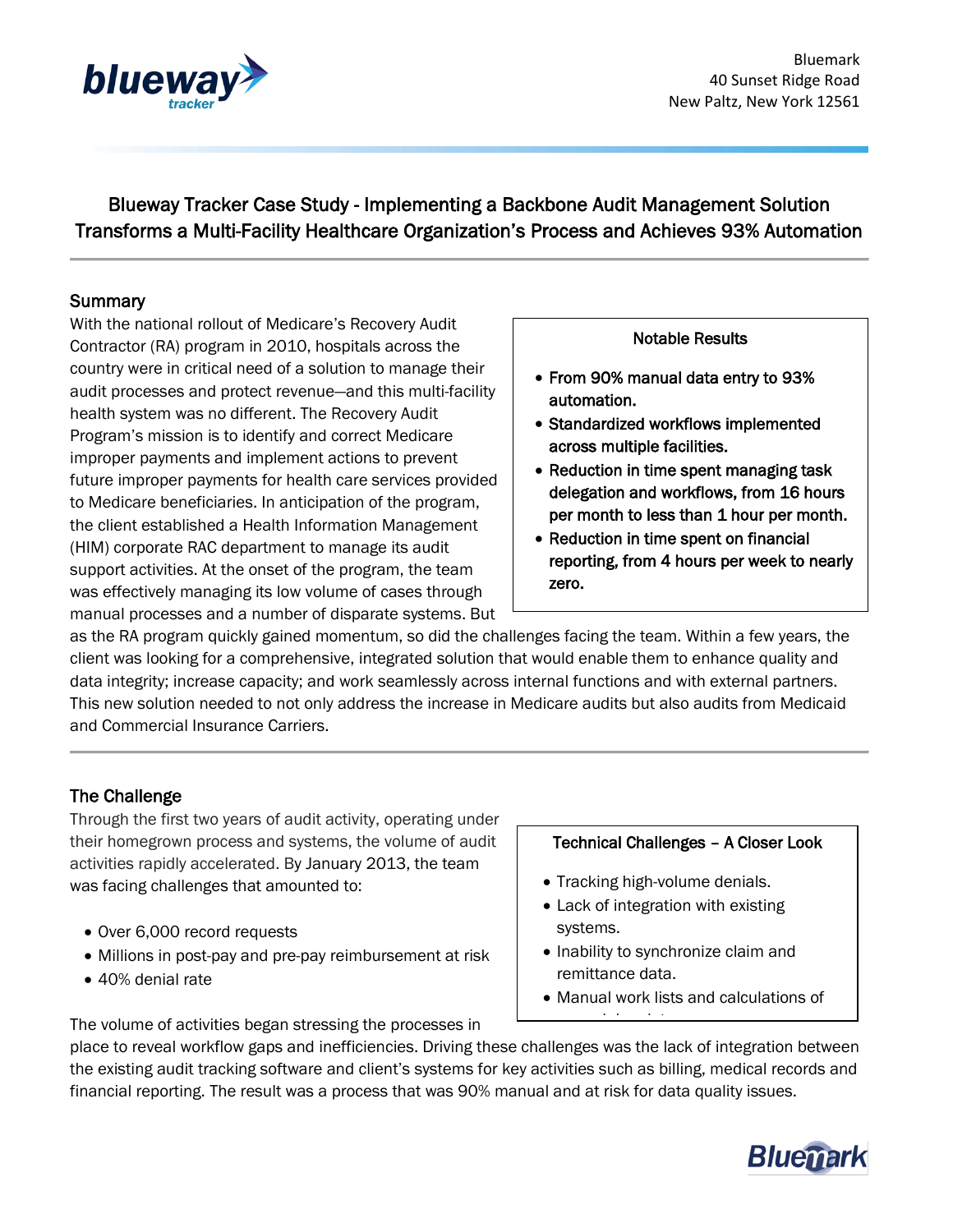Bluemark
40 Sunset Ridge Road
New Paltz, New York 12561

# Blueway Tracker Case Study - Implementing a Backbone Audit Management Solution Transforms a Multi-Facility Healthcare Organization's Process and Achieves 93% Automation

## Summary

With the national rollout of Medicare's Recovery Audit Contractor (RA) program in 2010, hospitals across the country were in critical need of a solution to manage their audit processes and protect revenue—and this multi-facility health system was no different. The Recovery Audit Program's mission is to identify and correct Medicare improper payments and implement actions to prevent future improper payments for health care services provided to Medicare beneficiaries. In anticipation of the program, the client established a Health Information Management (HIM) corporate RAC department to manage its audit support activities. At the onset of the program, the team was effectively managing its low volume of cases through manual processes and a number of disparate systems. But as the RA program quickly gained momentum, so did the challenges facing the team. Within a few years, the client was looking for a comprehensive, integrated solution that would enable them to enhance quality and data integrity; increase capacity; and work seamlessly across internal functions and with external partners. This new solution needed to not only address the increase in Medicare audits but also audits from Medicaid and Commercial Insurance Carriers.

**Notable Results**

- **From 90% manual data entry to 93% automation.**
- **Standardized workflows implemented across multiple facilities.**
- **Reduction in time spent managing task delegation and workflows, from 16 hours per month to less than 1 hour per month.**
- **Reduction in time spent on financial reporting, from 4 hours per week to nearly zero.**

## The Challenge

Through the first two years of audit activity, operating under their homegrown process and systems, the volume of audit activities rapidly accelerated. By January 2013, the team was facing challenges that amounted to:

- Over 6,000 record requests
- Millions in post-pay and pre-pay reimbursement at risk
- 40% denial rate

**Technical Challenges – A Closer Look**

- Tracking high-volume denials.
- Lack of integration with existing systems.
- Inability to synchronize claim and remittance data.
- Manual work lists and calculations of

The volume of activities began stressing the processes in place to reveal workflow gaps and inefficiencies. Driving these challenges was the lack of integration between the existing audit tracking software and client's systems for key activities such as billing, medical records and financial reporting. The result was a process that was 90% manual and at risk for data quality issues.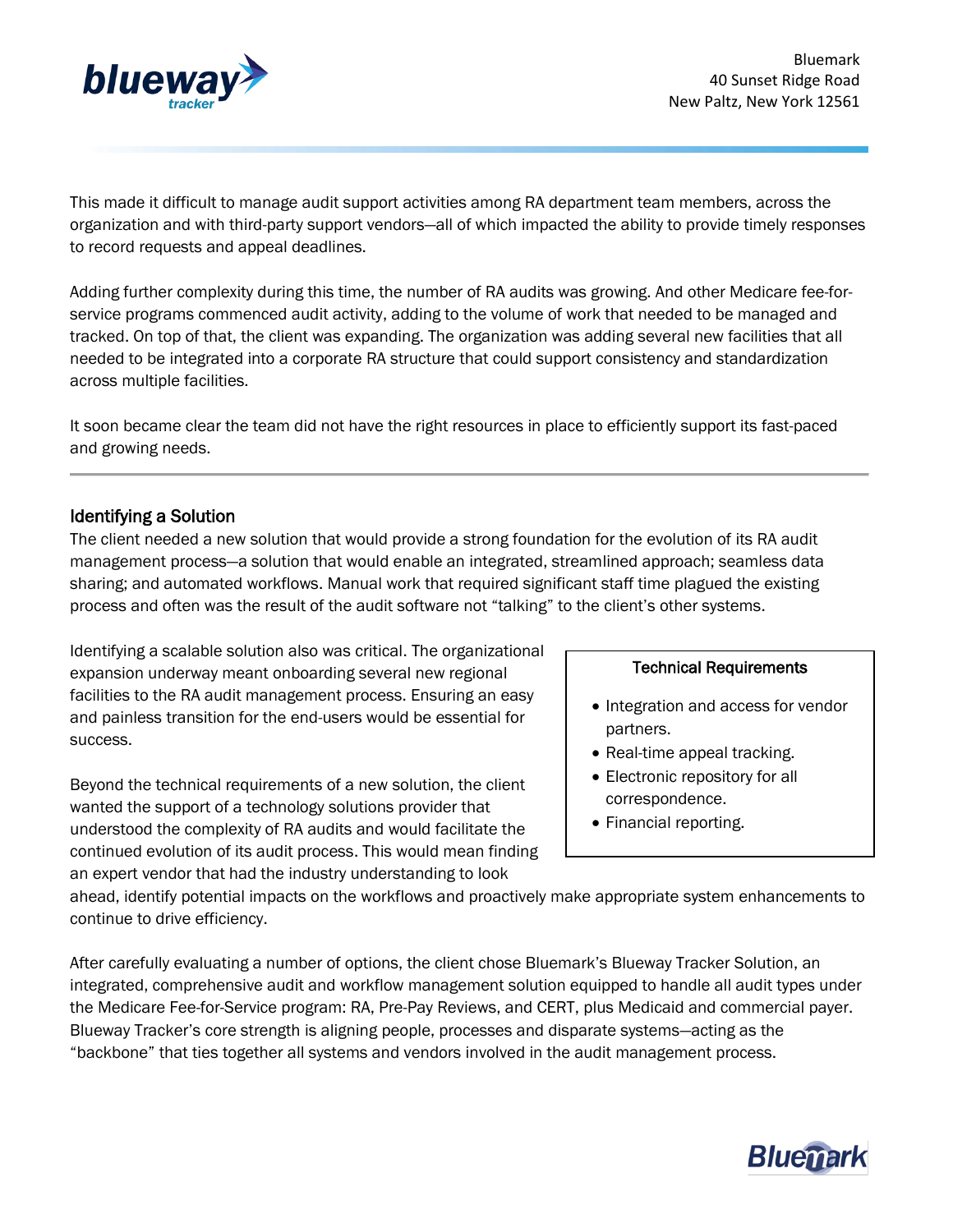This made it difficult to manage audit support activities among RA department team members, across the organization and with third-party support vendors—all of which impacted the ability to provide timely responses to record requests and appeal deadlines.

Adding further complexity during this time, the number of RA audits was growing. And other Medicare fee-for-service programs commenced audit activity, adding to the volume of work that needed to be managed and tracked. On top of that, the client was expanding. The organization was adding several new facilities that all needed to be integrated into a corporate RA structure that could support consistency and standardization across multiple facilities.

It soon became clear the team did not have the right resources in place to efficiently support its fast-paced and growing needs.

---

## Identifying a Solution

The client needed a new solution that would provide a strong foundation for the evolution of its RA audit management process—a solution that would enable an integrated, streamlined approach; seamless data sharing; and automated workflows. Manual work that required significant staff time plagued the existing process and often was the result of the audit software not "talking" to the client's other systems.

Identifying a scalable solution also was critical. The organizational expansion underway meant onboarding several new regional facilities to the RA audit management process. Ensuring an easy and painless transition for the end-users would be essential for success.

Beyond the technical requirements of a new solution, the client wanted the support of a technology solutions provider that understood the complexity of RA audits and would facilitate the continued evolution of its audit process. This would mean finding an expert vendor that had the industry understanding to look ahead, identify potential impacts on the workflows and proactively make appropriate system enhancements to continue to drive efficiency.

**Technical Requirements**

- Integration and access for vendor partners.
- Real-time appeal tracking.
- Electronic repository for all correspondence.
- Financial reporting.

After carefully evaluating a number of options, the client chose Bluemark's Blueway Tracker Solution, an integrated, comprehensive audit and workflow management solution equipped to handle all audit types under the Medicare Fee-for-Service program: RA, Pre-Pay Reviews, and CERT, plus Medicaid and commercial payer. Blueway Tracker's core strength is aligning people, processes and disparate systems—acting as the "backbone" that ties together all systems and vendors involved in the audit management process.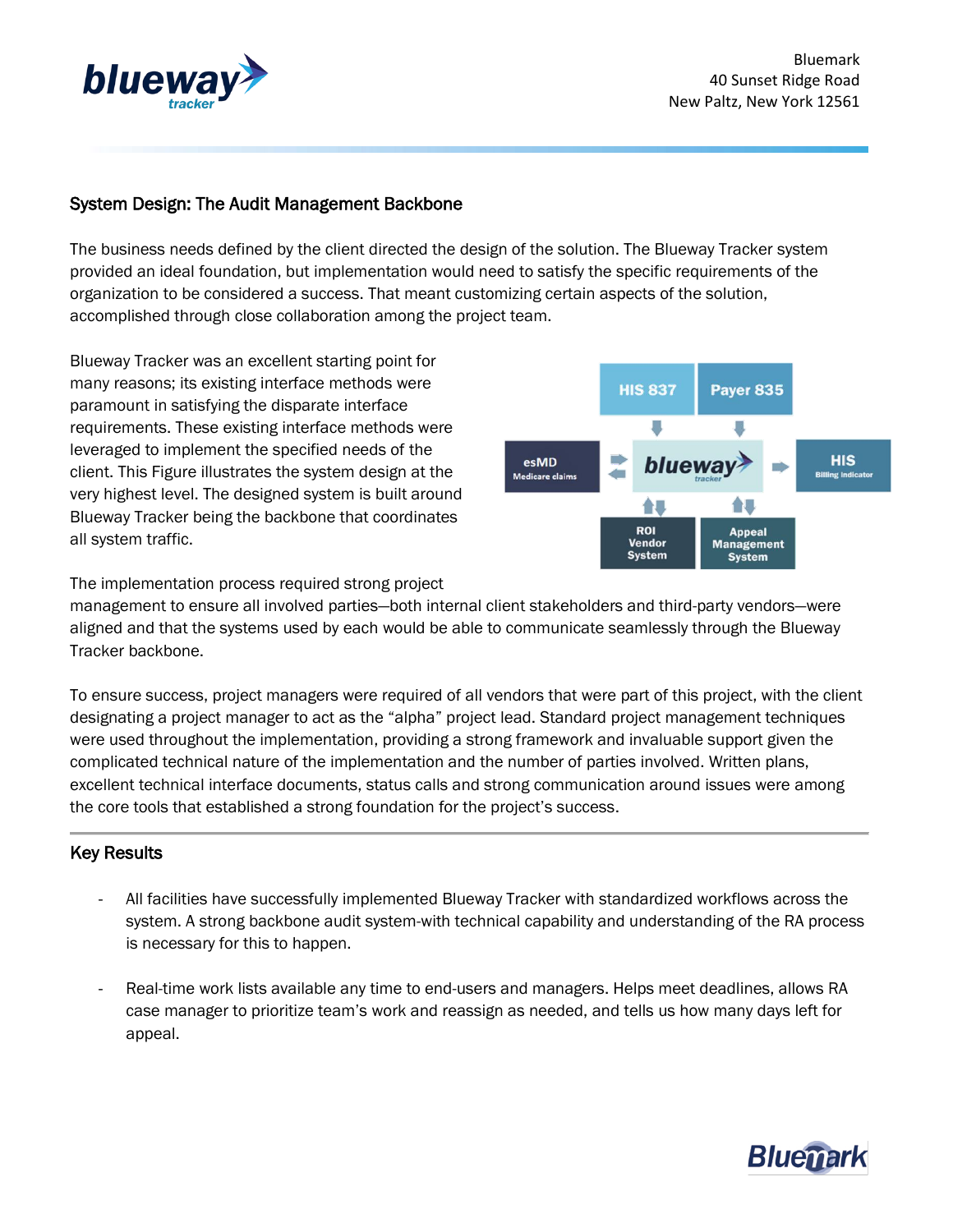## System Design: The Audit Management Backbone

The business needs defined by the client directed the design of the solution. The Blueway Tracker system provided an ideal foundation, but implementation would need to satisfy the specific requirements of the organization to be considered a success. That meant customizing certain aspects of the solution, accomplished through close collaboration among the project team.

Blueway Tracker was an excellent starting point for many reasons; its existing interface methods were paramount in satisfying the disparate interface requirements. These existing interface methods were leveraged to implement the specified needs of the client. This Figure illustrates the system design at the very highest level. The designed system is built around Blueway Tracker being the backbone that coordinates all system traffic.

The implementation process required strong project management to ensure all involved parties—both internal client stakeholders and third-party vendors—were aligned and that the systems used by each would be able to communicate seamlessly through the Blueway Tracker backbone.

To ensure success, project managers were required of all vendors that were part of this project, with the client designating a project manager to act as the "alpha" project lead. Standard project management techniques were used throughout the implementation, providing a strong framework and invaluable support given the complicated technical nature of the implementation and the number of parties involved. Written plans, excellent technical interface documents, status calls and strong communication around issues were among the core tools that established a strong foundation for the project's success.

## Key Results

- All facilities have successfully implemented Blueway Tracker with standardized workflows across the system. A strong backbone audit system-with technical capability and understanding of the RA process is necessary for this to happen.

- Real-time work lists available any time to end-users and managers. Helps meet deadlines, allows RA case manager to prioritize team's work and reassign as needed, and tells us how many days left for appeal.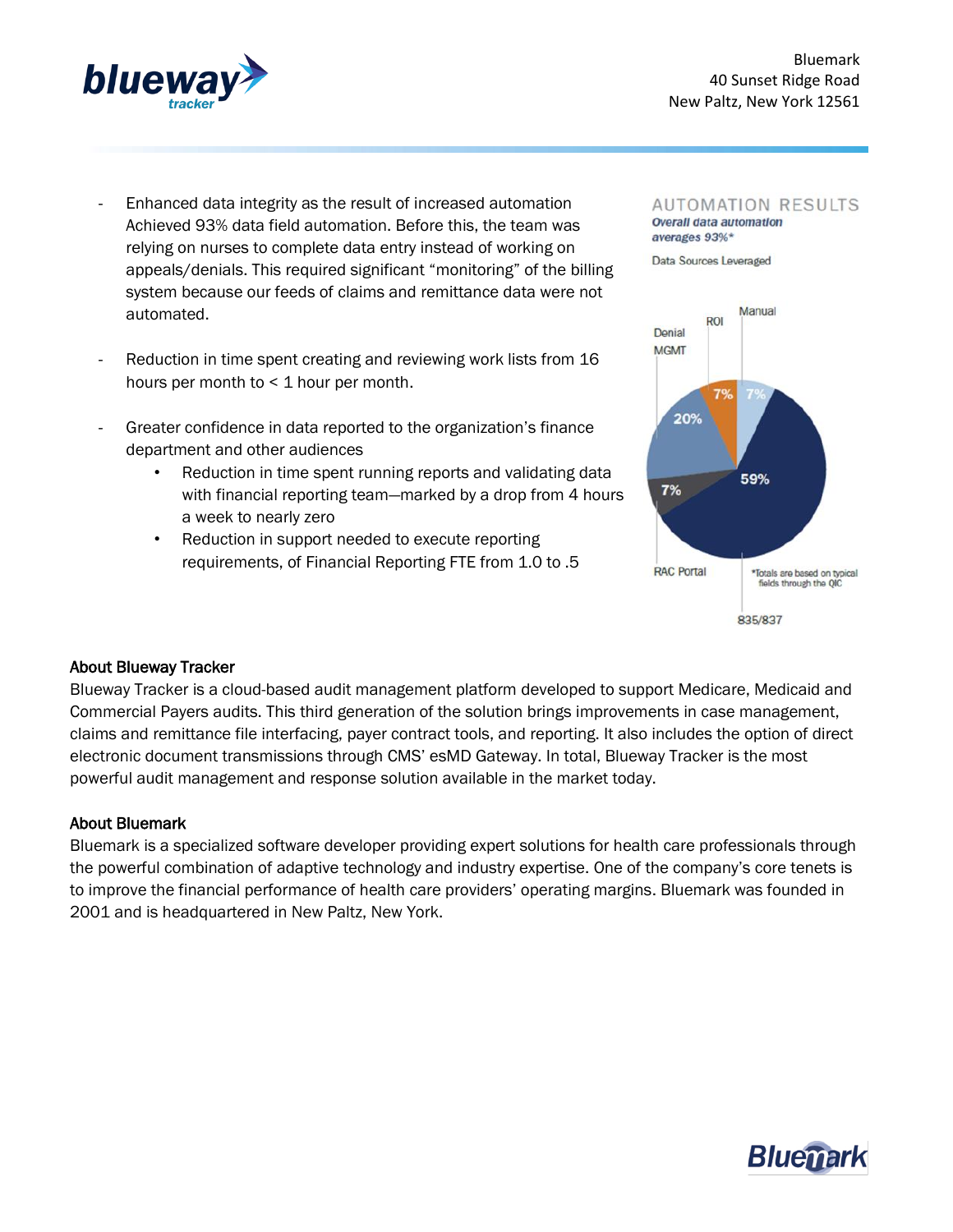- Enhanced data integrity as the result of increased automation Achieved 93% data field automation. Before this, the team was relying on nurses to complete data entry instead of working on appeals/denials. This required significant "monitoring" of the billing system because our feeds of claims and remittance data were not automated.

- Reduction in time spent creating and reviewing work lists from 16 hours per month to < 1 hour per month.

- Greater confidence in data reported to the organization's finance department and other audiences
  - Reduction in time spent running reports and validating data with financial reporting team—marked by a drop from 4 hours a week to nearly zero
  - Reduction in support needed to execute reporting requirements, of Financial Reporting FTE from 1.0 to .5

AUTOMATION RESULTS

*Overall data automation averages 93%**

Data Sources Leveraged

Manual
ROI
Denial MGMT
7%
7%
20%
59%
7%
RAC Portal
*Totals are based on typical fields through the QIC
835/837

### About Blueway Tracker

Blueway Tracker is a cloud-based audit management platform developed to support Medicare, Medicaid and Commercial Payers audits. This third generation of the solution brings improvements in case management, claims and remittance file interfacing, payer contract tools, and reporting. It also includes the option of direct electronic document transmissions through CMS' esMD Gateway. In total, Blueway Tracker is the most powerful audit management and response solution available in the market today.

### About Bluemark

Bluemark is a specialized software developer providing expert solutions for health care professionals through the powerful combination of adaptive technology and industry expertise. One of the company's core tenets is to improve the financial performance of health care providers' operating margins. Bluemark was founded in 2001 and is headquartered in New Paltz, New York.